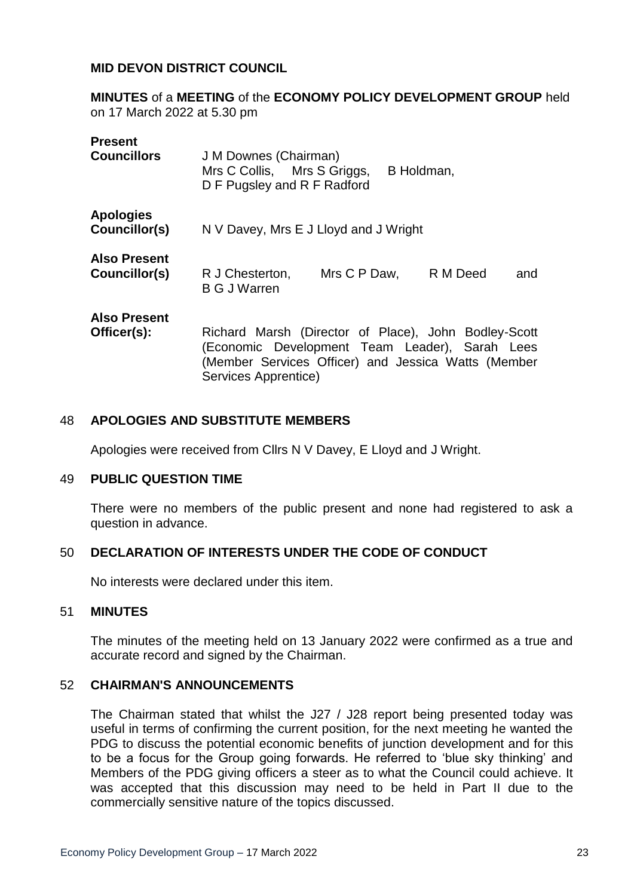**MID DEVON DISTRICT COUNCIL**

**MINUTES** of a **MEETING** of the **ECONOMY POLICY DEVELOPMENT GROUP** held on 17 March 2022 at 5.30 pm

| | |
|---|---|
| **Present Councillors** | J M Downes (Chairman) Mrs C Collis, Mrs S Griggs, B Holdman, D F Pugsley and R F Radford |
| **Apologies Councillor(s)** | N V Davey, Mrs E J Lloyd and J Wright |
| **Also Present Councillor(s)** | R J Chesterton, Mrs C P Daw, R M Deed and B G J Warren |
| **Also Present Officer(s):** | Richard Marsh (Director of Place), John Bodley-Scott (Economic Development Team Leader), Sarah Lees (Member Services Officer) and Jessica Watts (Member Services Apprentice) |

## 48 APOLOGIES AND SUBSTITUTE MEMBERS

Apologies were received from Cllrs N V Davey, E Lloyd and J Wright.

## 49 PUBLIC QUESTION TIME

There were no members of the public present and none had registered to ask a question in advance.

## 50 DECLARATION OF INTERESTS UNDER THE CODE OF CONDUCT

No interests were declared under this item.

## 51 MINUTES

The minutes of the meeting held on 13 January 2022 were confirmed as a true and accurate record and signed by the Chairman.

## 52 CHAIRMAN'S ANNOUNCEMENTS

The Chairman stated that whilst the J27 / J28 report being presented today was useful in terms of confirming the current position, for the next meeting he wanted the PDG to discuss the potential economic benefits of junction development and for this to be a focus for the Group going forwards. He referred to 'blue sky thinking' and Members of the PDG giving officers a steer as to what the Council could achieve. It was accepted that this discussion may need to be held in Part II due to the commercially sensitive nature of the topics discussed.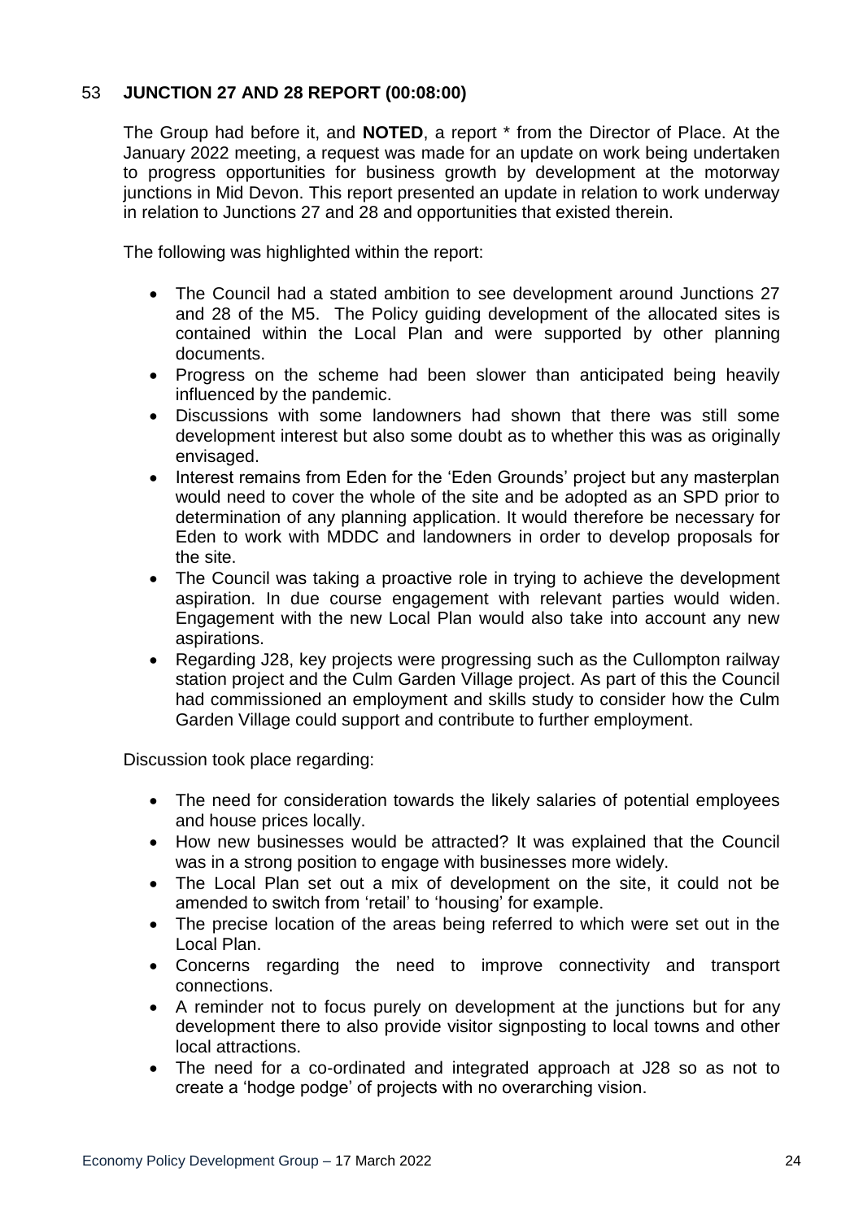### 53 **JUNCTION 27 AND 28 REPORT (00:08:00)**

The Group had before it, and **NOTED**, a report * from the Director of Place. At the January 2022 meeting, a request was made for an update on work being undertaken to progress opportunities for business growth by development at the motorway junctions in Mid Devon. This report presented an update in relation to work underway in relation to Junctions 27 and 28 and opportunities that existed therein.

The following was highlighted within the report:

- The Council had a stated ambition to see development around Junctions 27 and 28 of the M5. The Policy guiding development of the allocated sites is contained within the Local Plan and were supported by other planning documents.
- Progress on the scheme had been slower than anticipated being heavily influenced by the pandemic.
- Discussions with some landowners had shown that there was still some development interest but also some doubt as to whether this was as originally envisaged.
- Interest remains from Eden for the 'Eden Grounds' project but any masterplan would need to cover the whole of the site and be adopted as an SPD prior to determination of any planning application. It would therefore be necessary for Eden to work with MDDC and landowners in order to develop proposals for the site.
- The Council was taking a proactive role in trying to achieve the development aspiration. In due course engagement with relevant parties would widen. Engagement with the new Local Plan would also take into account any new aspirations.
- Regarding J28, key projects were progressing such as the Cullompton railway station project and the Culm Garden Village project. As part of this the Council had commissioned an employment and skills study to consider how the Culm Garden Village could support and contribute to further employment.

Discussion took place regarding:

- The need for consideration towards the likely salaries of potential employees and house prices locally.
- How new businesses would be attracted? It was explained that the Council was in a strong position to engage with businesses more widely.
- The Local Plan set out a mix of development on the site, it could not be amended to switch from 'retail' to 'housing' for example.
- The precise location of the areas being referred to which were set out in the Local Plan.
- Concerns regarding the need to improve connectivity and transport connections.
- A reminder not to focus purely on development at the junctions but for any development there to also provide visitor signposting to local towns and other local attractions.
- The need for a co-ordinated and integrated approach at J28 so as not to create a 'hodge podge' of projects with no overarching vision.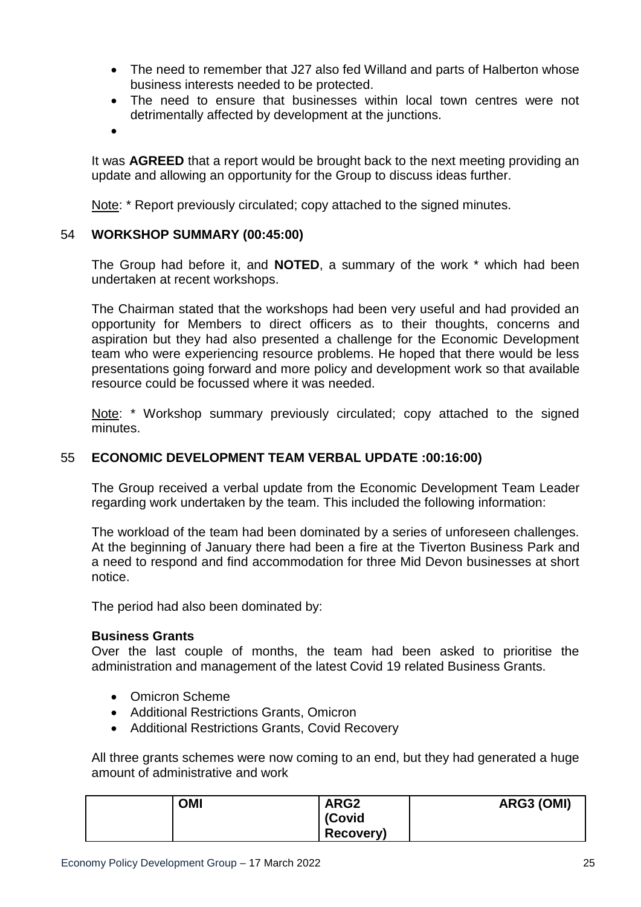- The need to remember that J27 also fed Willand and parts of Halberton whose business interests needed to be protected.
- The need to ensure that businesses within local town centres were not detrimentally affected by development at the junctions.
- 

It was **AGREED** that a report would be brought back to the next meeting providing an update and allowing an opportunity for the Group to discuss ideas further.

Note: * Report previously circulated; copy attached to the signed minutes.

## 54 WORKSHOP SUMMARY (00:45:00)

The Group had before it, and **NOTED**, a summary of the work * which had been undertaken at recent workshops.

The Chairman stated that the workshops had been very useful and had provided an opportunity for Members to direct officers as to their thoughts, concerns and aspiration but they had also presented a challenge for the Economic Development team who were experiencing resource problems. He hoped that there would be less presentations going forward and more policy and development work so that available resource could be focussed where it was needed.

Note: * Workshop summary previously circulated; copy attached to the signed minutes.

## 55 ECONOMIC DEVELOPMENT TEAM VERBAL UPDATE :00:16:00)

The Group received a verbal update from the Economic Development Team Leader regarding work undertaken by the team. This included the following information:

The workload of the team had been dominated by a series of unforeseen challenges. At the beginning of January there had been a fire at the Tiverton Business Park and a need to respond and find accommodation for three Mid Devon businesses at short notice.

The period had also been dominated by:

**Business Grants**
Over the last couple of months, the team had been asked to prioritise the administration and management of the latest Covid 19 related Business Grants.

- Omicron Scheme
- Additional Restrictions Grants, Omicron
- Additional Restrictions Grants, Covid Recovery

All three grants schemes were now coming to an end, but they had generated a huge amount of administrative and work

| | OMI | ARG2 (Covid Recovery) | ARG3 (OMI) |
|---|---|---|---|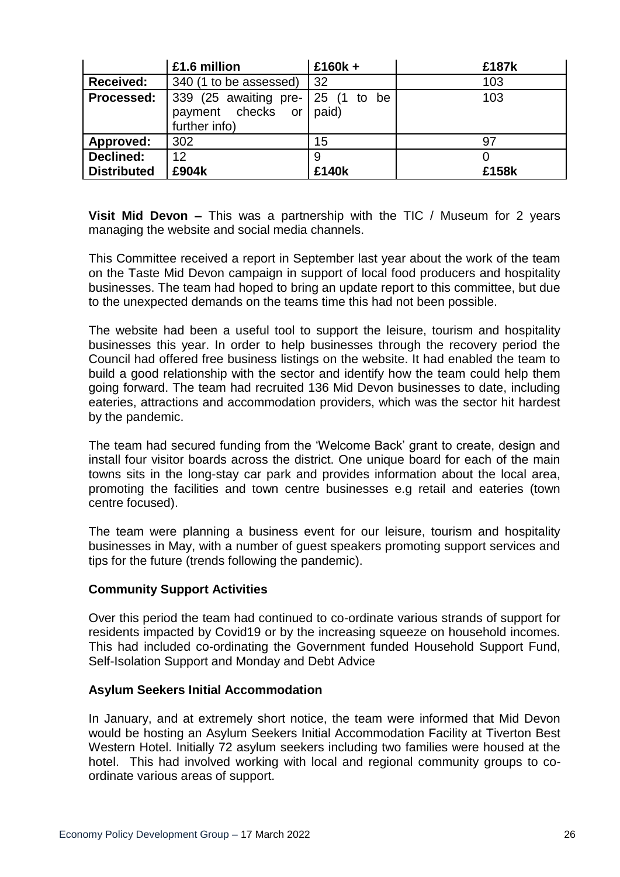| | £1.6 million | £160k + | £187k |
|---|---|---|---|
| **Received:** | 340 (1 to be assessed) | 32 | 103 |
| **Processed:** | 339 (25 awaiting pre-payment checks or further info) | 25 (1 to be paid) | 103 |
| **Approved:** | 302 | 15 | 97 |
| **Declined:** | 12 | 9 | 0 |
| **Distributed** | **£904k** | **£140k** | **£158k** |

**Visit Mid Devon –** This was a partnership with the TIC / Museum for 2 years managing the website and social media channels.

This Committee received a report in September last year about the work of the team on the Taste Mid Devon campaign in support of local food producers and hospitality businesses. The team had hoped to bring an update report to this committee, but due to the unexpected demands on the teams time this had not been possible.

The website had been a useful tool to support the leisure, tourism and hospitality businesses this year. In order to help businesses through the recovery period the Council had offered free business listings on the website. It had enabled the team to build a good relationship with the sector and identify how the team could help them going forward. The team had recruited 136 Mid Devon businesses to date, including eateries, attractions and accommodation providers, which was the sector hit hardest by the pandemic.

The team had secured funding from the 'Welcome Back' grant to create, design and install four visitor boards across the district. One unique board for each of the main towns sits in the long-stay car park and provides information about the local area, promoting the facilities and town centre businesses e.g retail and eateries (town centre focused).

The team were planning a business event for our leisure, tourism and hospitality businesses in May, with a number of guest speakers promoting support services and tips for the future (trends following the pandemic).

**Community Support Activities**

Over this period the team had continued to co-ordinate various strands of support for residents impacted by Covid19 or by the increasing squeeze on household incomes. This had included co-ordinating the Government funded Household Support Fund, Self-Isolation Support and Monday and Debt Advice

**Asylum Seekers Initial Accommodation**

In January, and at extremely short notice, the team were informed that Mid Devon would be hosting an Asylum Seekers Initial Accommodation Facility at Tiverton Best Western Hotel. Initially 72 asylum seekers including two families were housed at the hotel. This had involved working with local and regional community groups to co-ordinate various areas of support.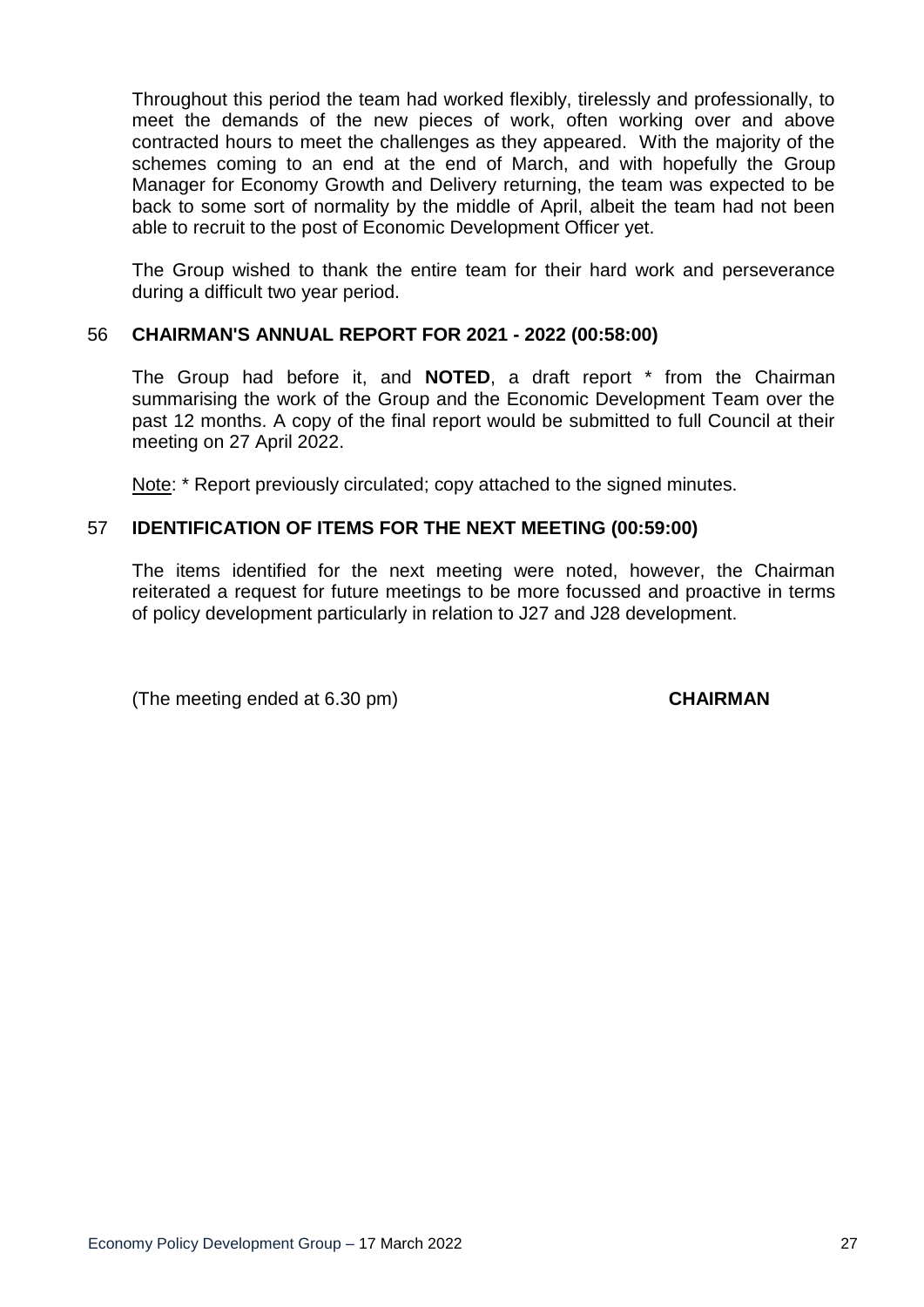Throughout this period the team had worked flexibly, tirelessly and professionally, to meet the demands of the new pieces of work, often working over and above contracted hours to meet the challenges as they appeared. With the majority of the schemes coming to an end at the end of March, and with hopefully the Group Manager for Economy Growth and Delivery returning, the team was expected to be back to some sort of normality by the middle of April, albeit the team had not been able to recruit to the post of Economic Development Officer yet.

The Group wished to thank the entire team for their hard work and perseverance during a difficult two year period.

## 56 CHAIRMAN'S ANNUAL REPORT FOR 2021 - 2022 (00:58:00)

The Group had before it, and **NOTED**, a draft report * from the Chairman summarising the work of the Group and the Economic Development Team over the past 12 months. A copy of the final report would be submitted to full Council at their meeting on 27 April 2022.

Note: * Report previously circulated; copy attached to the signed minutes.

## 57 IDENTIFICATION OF ITEMS FOR THE NEXT MEETING (00:59:00)

The items identified for the next meeting were noted, however, the Chairman reiterated a request for future meetings to be more focussed and proactive in terms of policy development particularly in relation to J27 and J28 development.

(The meeting ended at 6.30 pm) **CHAIRMAN**